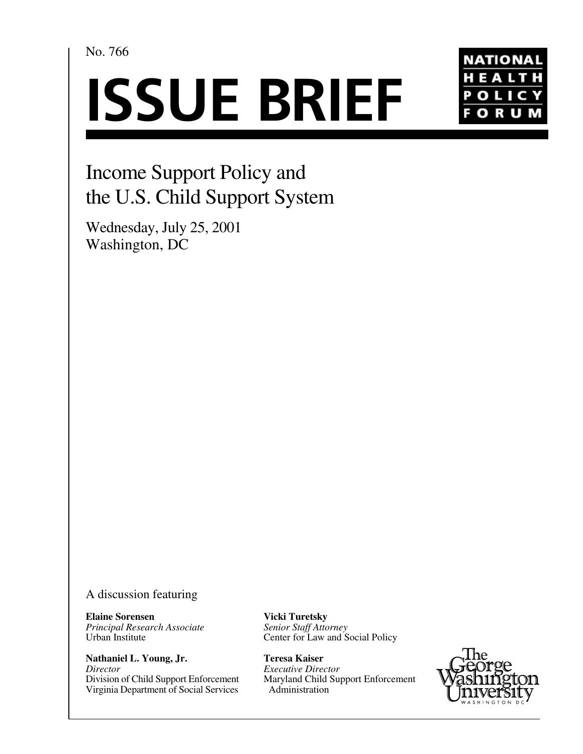No. 766

# ISSUE BRIEF

NATIONAL HEALTH POLICY FORUM

## Income Support Policy and the U.S. Child Support System

Wednesday, July 25, 2001
Washington, DC

A discussion featuring

**Elaine Sorensen**
*Principal Research Associate*
Urban Institute

**Nathaniel L. Young, Jr.**
*Director*
Division of Child Support Enforcement
Virginia Department of Social Services

**Vicki Turetsky**
*Senior Staff Attorney*
Center for Law and Social Policy

**Teresa Kaiser**
*Executive Director*
Maryland Child Support Enforcement Administration

The George Washington University
WASHINGTON DC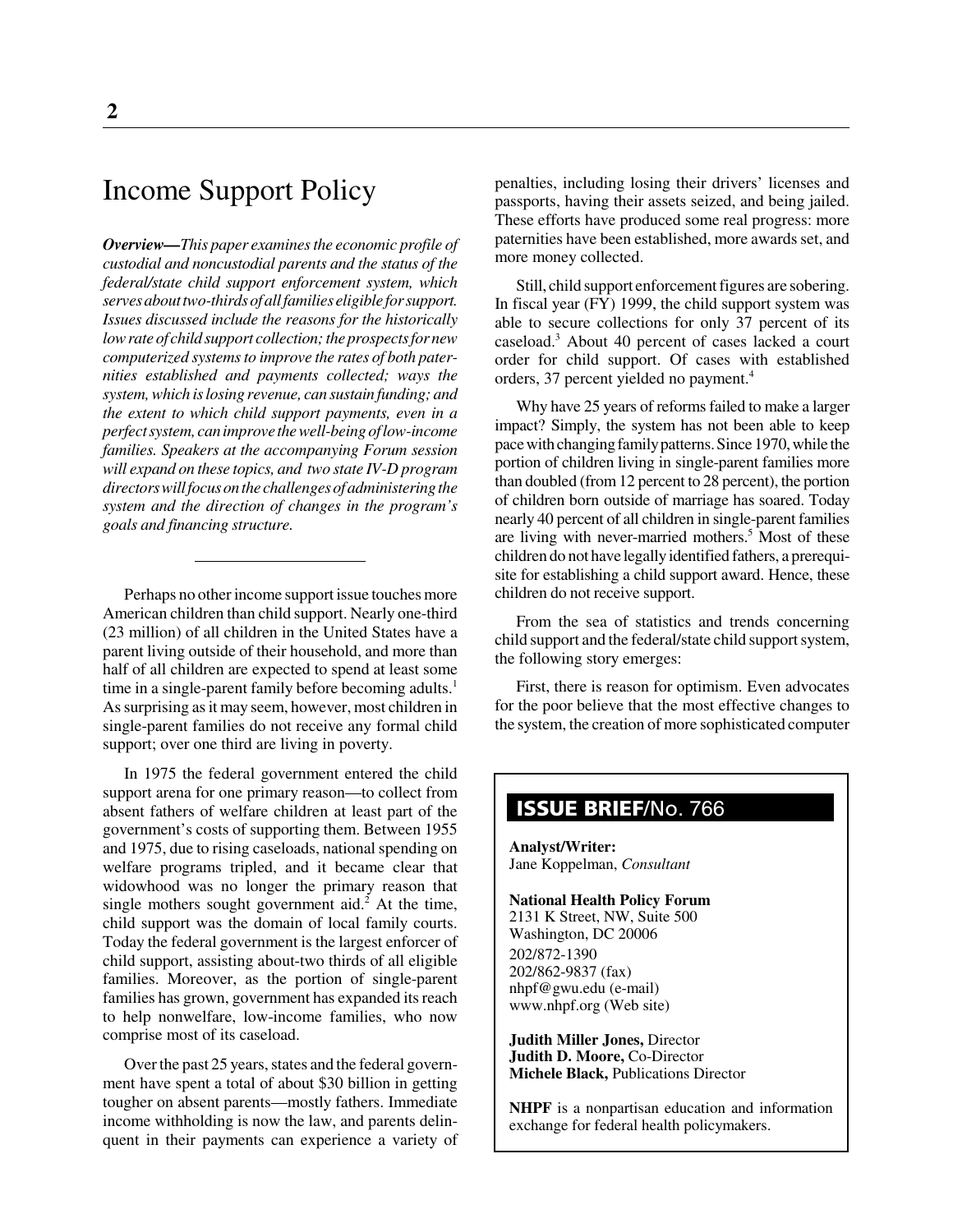# Income Support Policy

***Overview—****This paper examines the economic profile of custodial and noncustodial parents and the status of the federal/state child support enforcement system, which serves about two-thirds of all families eligible for support. Issues discussed include the reasons for the historically low rate of child support collection; the prospects for new computerized systems to improve the rates of both paternities established and payments collected; ways the system, which is losing revenue, can sustain funding; and the extent to which child support payments, even in a perfect system, can improve the well-being of low-income families. Speakers at the accompanying Forum session will expand on these topics, and two state IV-D program directors will focus on the challenges of administering the system and the direction of changes in the program's goals and financing structure.*

---

Perhaps no other income support issue touches more American children than child support. Nearly one-third (23 million) of all children in the United States have a parent living outside of their household, and more than half of all children are expected to spend at least some time in a single-parent family before becoming adults.[1] As surprising as it may seem, however, most children in single-parent families do not receive any formal child support; over one third are living in poverty.

In 1975 the federal government entered the child support arena for one primary reason—to collect from absent fathers of welfare children at least part of the government's costs of supporting them. Between 1955 and 1975, due to rising caseloads, national spending on welfare programs tripled, and it became clear that widowhood was no longer the primary reason that single mothers sought government aid.[2] At the time, child support was the domain of local family courts. Today the federal government is the largest enforcer of child support, assisting about-two thirds of all eligible families. Moreover, as the portion of single-parent families has grown, government has expanded its reach to help nonwelfare, low-income families, who now comprise most of its caseload.

Over the past 25 years, states and the federal government have spent a total of about $30 billion in getting tougher on absent parents—mostly fathers. Immediate income withholding is now the law, and parents delinquent in their payments can experience a variety of penalties, including losing their drivers' licenses and passports, having their assets seized, and being jailed. These efforts have produced some real progress: more paternities have been established, more awards set, and more money collected.

Still, child support enforcement figures are sobering. In fiscal year (FY) 1999, the child support system was able to secure collections for only 37 percent of its caseload.[3] About 40 percent of cases lacked a court order for child support. Of cases with established orders, 37 percent yielded no payment.[4]

Why have 25 years of reforms failed to make a larger impact? Simply, the system has not been able to keep pace with changing family patterns. Since 1970, while the portion of children living in single-parent families more than doubled (from 12 percent to 28 percent), the portion of children born outside of marriage has soared. Today nearly 40 percent of all children in single-parent families are living with never-married mothers.[5] Most of these children do not have legally identified fathers, a prerequisite for establishing a child support award. Hence, these children do not receive support.

From the sea of statistics and trends concerning child support and the federal/state child support system, the following story emerges:

First, there is reason for optimism. Even advocates for the poor believe that the most effective changes to the system, the creation of more sophisticated computer

**ISSUE BRIEF**/No. 766

**Analyst/Writer:**
Jane Koppelman, *Consultant*

**National Health Policy Forum**
2131 K Street, NW, Suite 500
Washington, DC 20006
202/872-1390
202/862-9837 (fax)
nhpf@gwu.edu (e-mail)
www.nhpf.org (Web site)

**Judith Miller Jones,** Director
**Judith D. Moore,** Co-Director
**Michele Black,** Publications Director

**NHPF** is a nonpartisan education and information exchange for federal health policymakers.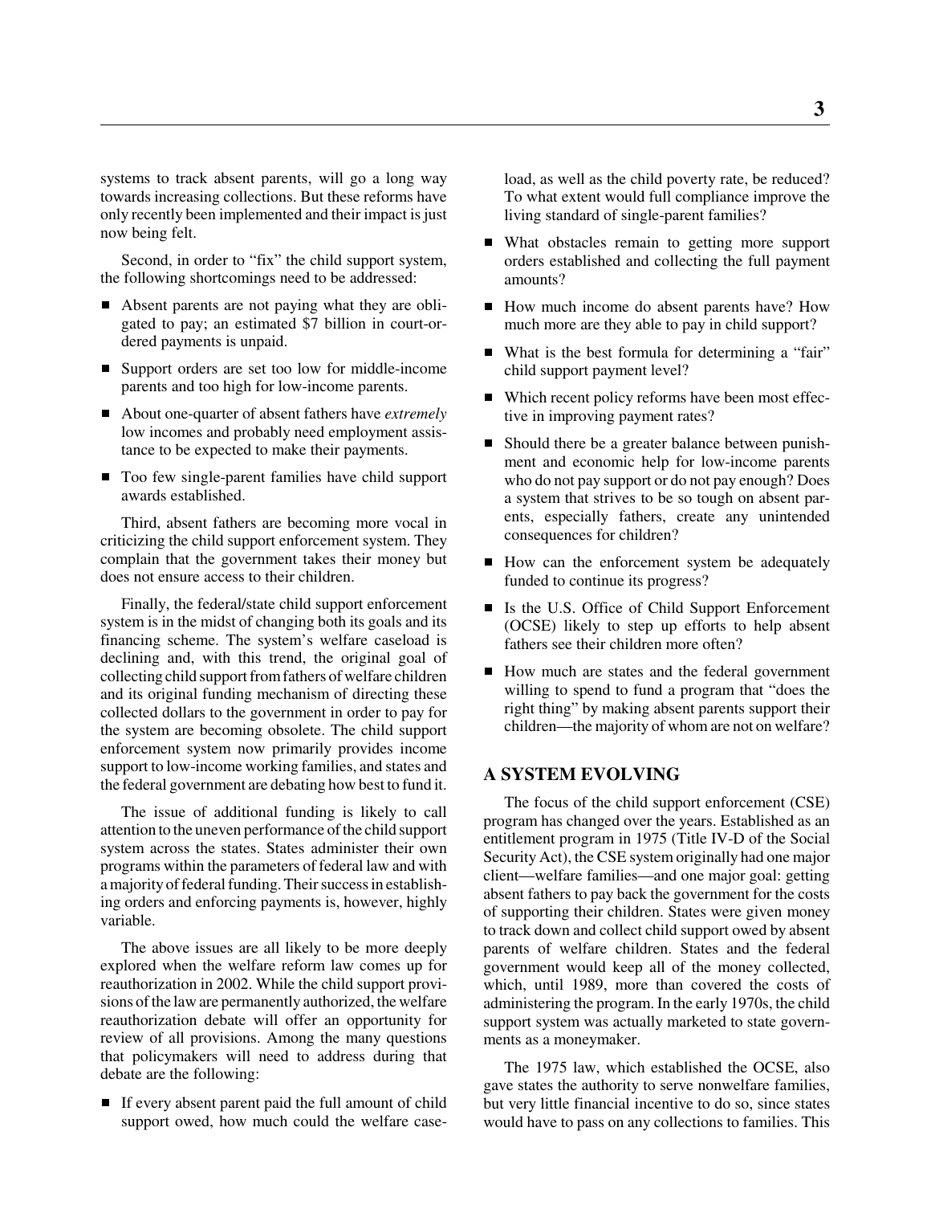systems to track absent parents, will go a long way towards increasing collections. But these reforms have only recently been implemented and their impact is just now being felt.

Second, in order to "fix" the child support system, the following shortcomings need to be addressed:

- Absent parents are not paying what they are obligated to pay; an estimated $7 billion in court-ordered payments is unpaid.
- Support orders are set too low for middle-income parents and too high for low-income parents.
- About one-quarter of absent fathers have *extremely* low incomes and probably need employment assistance to be expected to make their payments.
- Too few single-parent families have child support awards established.

Third, absent fathers are becoming more vocal in criticizing the child support enforcement system. They complain that the government takes their money but does not ensure access to their children.

Finally, the federal/state child support enforcement system is in the midst of changing both its goals and its financing scheme. The system's welfare caseload is declining and, with this trend, the original goal of collecting child support from fathers of welfare children and its original funding mechanism of directing these collected dollars to the government in order to pay for the system are becoming obsolete. The child support enforcement system now primarily provides income support to low-income working families, and states and the federal government are debating how best to fund it.

The issue of additional funding is likely to call attention to the uneven performance of the child support system across the states. States administer their own programs within the parameters of federal law and with a majority of federal funding. Their success in establishing orders and enforcing payments is, however, highly variable.

The above issues are all likely to be more deeply explored when the welfare reform law comes up for reauthorization in 2002. While the child support provisions of the law are permanently authorized, the welfare reauthorization debate will offer an opportunity for review of all provisions. Among the many questions that policymakers will need to address during that debate are the following:

- If every absent parent paid the full amount of child support owed, how much could the welfare caseload, as well as the child poverty rate, be reduced? To what extent would full compliance improve the living standard of single-parent families?
- What obstacles remain to getting more support orders established and collecting the full payment amounts?
- How much income do absent parents have? How much more are they able to pay in child support?
- What is the best formula for determining a "fair" child support payment level?
- Which recent policy reforms have been most effective in improving payment rates?
- Should there be a greater balance between punishment and economic help for low-income parents who do not pay support or do not pay enough? Does a system that strives to be so tough on absent parents, especially fathers, create any unintended consequences for children?
- How can the enforcement system be adequately funded to continue its progress?
- Is the U.S. Office of Child Support Enforcement (OCSE) likely to step up efforts to help absent fathers see their children more often?
- How much are states and the federal government willing to spend to fund a program that "does the right thing" by making absent parents support their children—the majority of whom are not on welfare?

## A SYSTEM EVOLVING

The focus of the child support enforcement (CSE) program has changed over the years. Established as an entitlement program in 1975 (Title IV-D of the Social Security Act), the CSE system originally had one major client—welfare families—and one major goal: getting absent fathers to pay back the government for the costs of supporting their children. States were given money to track down and collect child support owed by absent parents of welfare children. States and the federal government would keep all of the money collected, which, until 1989, more than covered the costs of administering the program. In the early 1970s, the child support system was actually marketed to state governments as a moneymaker.

The 1975 law, which established the OCSE, also gave states the authority to serve nonwelfare families, but very little financial incentive to do so, since states would have to pass on any collections to families. This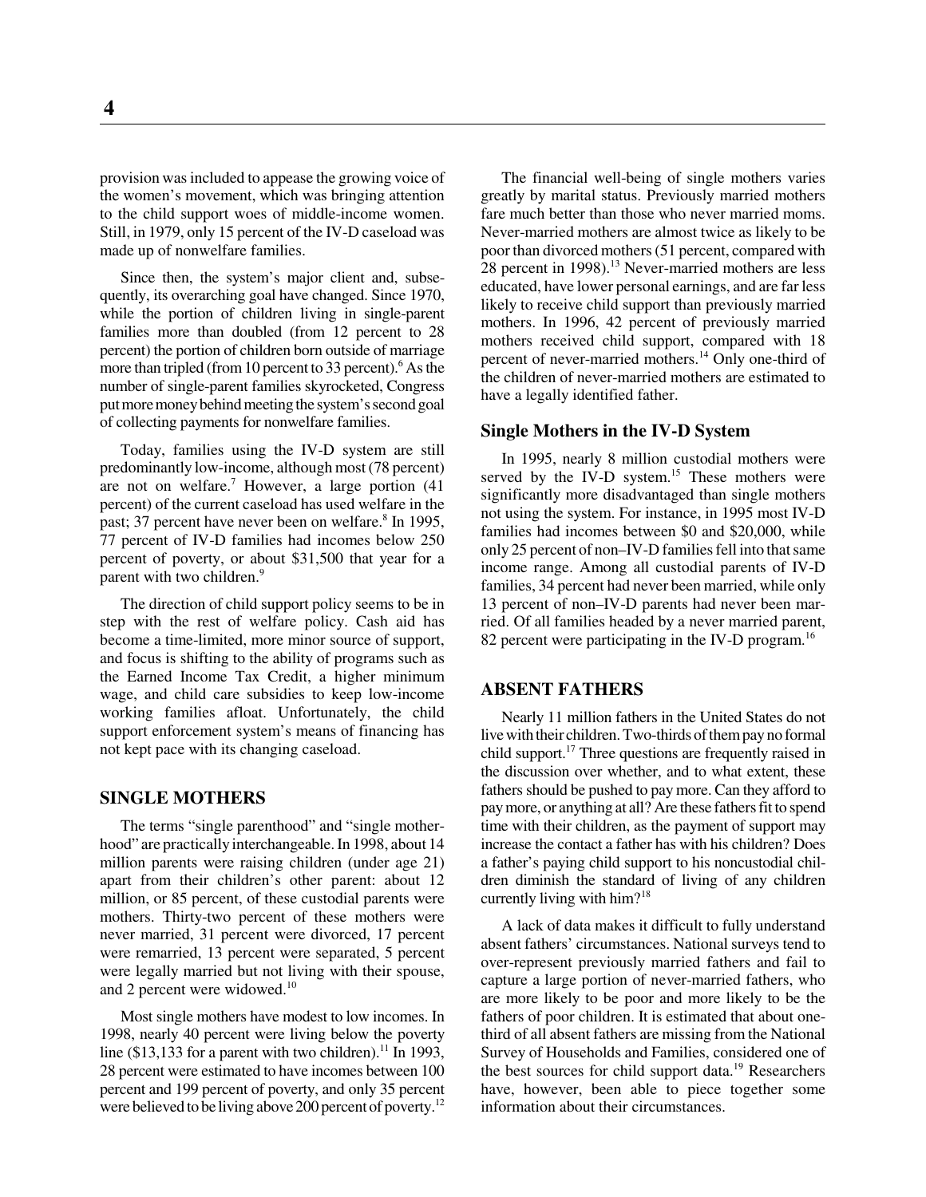provision was included to appease the growing voice of the women's movement, which was bringing attention to the child support woes of middle-income women. Still, in 1979, only 15 percent of the IV-D caseload was made up of nonwelfare families.

Since then, the system's major client and, subsequently, its overarching goal have changed. Since 1970, while the portion of children living in single-parent families more than doubled (from 12 percent to 28 percent) the portion of children born outside of marriage more than tripled (from 10 percent to 33 percent).[6] As the number of single-parent families skyrocketed, Congress put more money behind meeting the system's second goal of collecting payments for nonwelfare families.

Today, families using the IV-D system are still predominantly low-income, although most (78 percent) are not on welfare.[7] However, a large portion (41 percent) of the current caseload has used welfare in the past; 37 percent have never been on welfare.[8] In 1995, 77 percent of IV-D families had incomes below 250 percent of poverty, or about $31,500 that year for a parent with two children.[9]

The direction of child support policy seems to be in step with the rest of welfare policy. Cash aid has become a time-limited, more minor source of support, and focus is shifting to the ability of programs such as the Earned Income Tax Credit, a higher minimum wage, and child care subsidies to keep low-income working families afloat. Unfortunately, the child support enforcement system's means of financing has not kept pace with its changing caseload.

## SINGLE MOTHERS

The terms "single parenthood" and "single motherhood" are practically interchangeable. In 1998, about 14 million parents were raising children (under age 21) apart from their children's other parent: about 12 million, or 85 percent, of these custodial parents were mothers. Thirty-two percent of these mothers were never married, 31 percent were divorced, 17 percent were remarried, 13 percent were separated, 5 percent were legally married but not living with their spouse, and 2 percent were widowed.[10]

Most single mothers have modest to low incomes. In 1998, nearly 40 percent were living below the poverty line ($13,133 for a parent with two children).[11] In 1993, 28 percent were estimated to have incomes between 100 percent and 199 percent of poverty, and only 35 percent were believed to be living above 200 percent of poverty.[12]

The financial well-being of single mothers varies greatly by marital status. Previously married mothers fare much better than those who never married moms. Never-married mothers are almost twice as likely to be poor than divorced mothers (51 percent, compared with 28 percent in 1998).[13] Never-married mothers are less educated, have lower personal earnings, and are far less likely to receive child support than previously married mothers. In 1996, 42 percent of previously married mothers received child support, compared with 18 percent of never-married mothers.[14] Only one-third of the children of never-married mothers are estimated to have a legally identified father.

### Single Mothers in the IV-D System

In 1995, nearly 8 million custodial mothers were served by the IV-D system.[15] These mothers were significantly more disadvantaged than single mothers not using the system. For instance, in 1995 most IV-D families had incomes between $0 and $20,000, while only 25 percent of non–IV-D families fell into that same income range. Among all custodial parents of IV-D families, 34 percent had never been married, while only 13 percent of non–IV-D parents had never been married. Of all families headed by a never married parent, 82 percent were participating in the IV-D program.[16]

## ABSENT FATHERS

Nearly 11 million fathers in the United States do not live with their children. Two-thirds of them pay no formal child support.[17] Three questions are frequently raised in the discussion over whether, and to what extent, these fathers should be pushed to pay more. Can they afford to pay more, or anything at all? Are these fathers fit to spend time with their children, as the payment of support may increase the contact a father has with his children? Does a father's paying child support to his noncustodial children diminish the standard of living of any children currently living with him?[18]

A lack of data makes it difficult to fully understand absent fathers' circumstances. National surveys tend to over-represent previously married fathers and fail to capture a large portion of never-married fathers, who are more likely to be poor and more likely to be the fathers of poor children. It is estimated that about one-third of all absent fathers are missing from the National Survey of Households and Families, considered one of the best sources for child support data.[19] Researchers have, however, been able to piece together some information about their circumstances.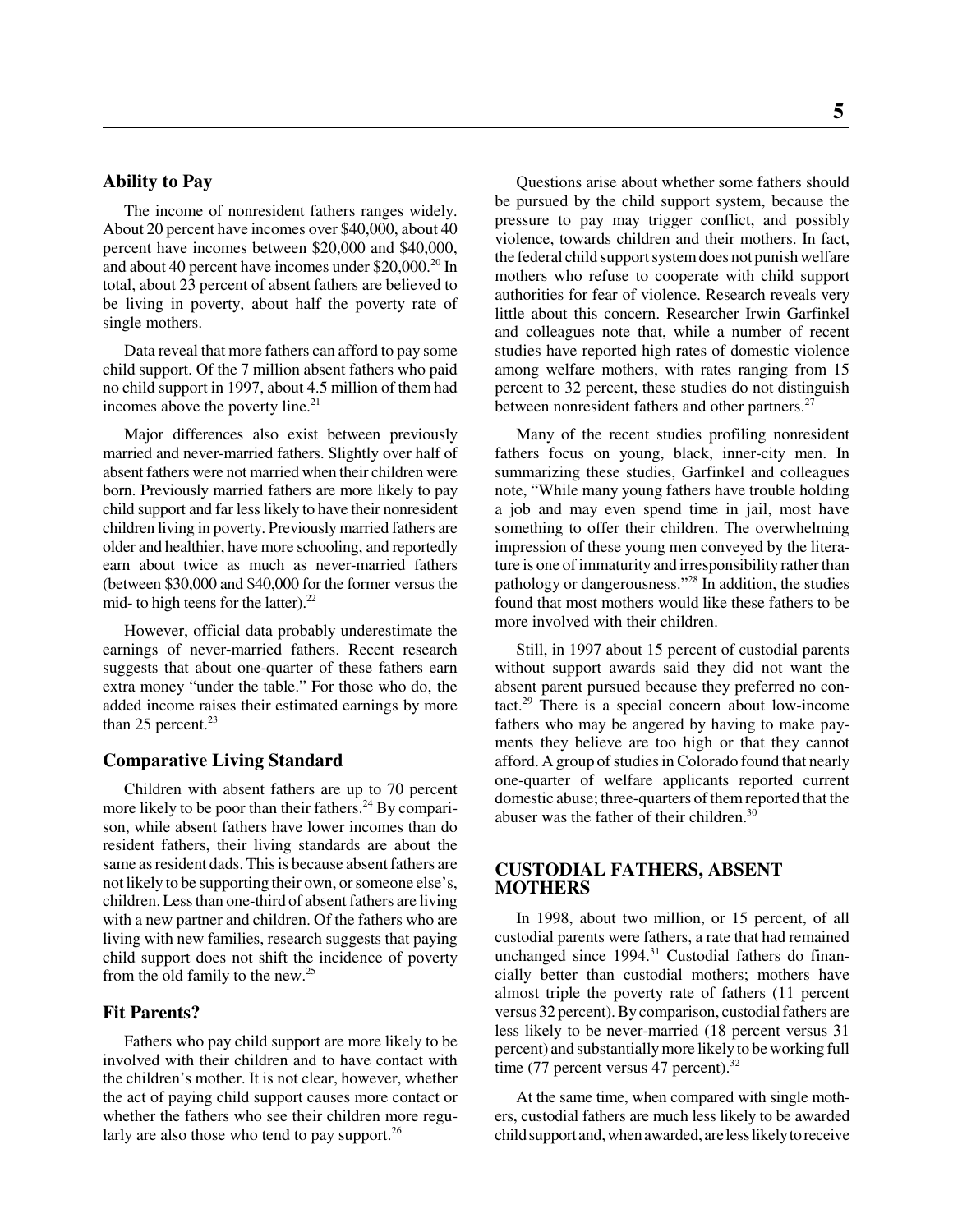### Ability to Pay

The income of nonresident fathers ranges widely. About 20 percent have incomes over $40,000, about 40 percent have incomes between $20,000 and $40,000, and about 40 percent have incomes under $20,000.[20] In total, about 23 percent of absent fathers are believed to be living in poverty, about half the poverty rate of single mothers.

Data reveal that more fathers can afford to pay some child support. Of the 7 million absent fathers who paid no child support in 1997, about 4.5 million of them had incomes above the poverty line.[21]

Major differences also exist between previously married and never-married fathers. Slightly over half of absent fathers were not married when their children were born. Previously married fathers are more likely to pay child support and far less likely to have their nonresident children living in poverty. Previously married fathers are older and healthier, have more schooling, and reportedly earn about twice as much as never-married fathers (between $30,000 and $40,000 for the former versus the mid- to high teens for the latter).[22]

However, official data probably underestimate the earnings of never-married fathers. Recent research suggests that about one-quarter of these fathers earn extra money "under the table." For those who do, the added income raises their estimated earnings by more than 25 percent.[23]

### Comparative Living Standard

Children with absent fathers are up to 70 percent more likely to be poor than their fathers.[24] By comparison, while absent fathers have lower incomes than do resident fathers, their living standards are about the same as resident dads. This is because absent fathers are not likely to be supporting their own, or someone else's, children. Less than one-third of absent fathers are living with a new partner and children. Of the fathers who are living with new families, research suggests that paying child support does not shift the incidence of poverty from the old family to the new.[25]

### Fit Parents?

Fathers who pay child support are more likely to be involved with their children and to have contact with the children's mother. It is not clear, however, whether the act of paying child support causes more contact or whether the fathers who see their children more regularly are also those who tend to pay support.[26]

Questions arise about whether some fathers should be pursued by the child support system, because the pressure to pay may trigger conflict, and possibly violence, towards children and their mothers. In fact, the federal child support system does not punish welfare mothers who refuse to cooperate with child support authorities for fear of violence. Research reveals very little about this concern. Researcher Irwin Garfinkel and colleagues note that, while a number of recent studies have reported high rates of domestic violence among welfare mothers, with rates ranging from 15 percent to 32 percent, these studies do not distinguish between nonresident fathers and other partners.[27]

Many of the recent studies profiling nonresident fathers focus on young, black, inner-city men. In summarizing these studies, Garfinkel and colleagues note, "While many young fathers have trouble holding a job and may even spend time in jail, most have something to offer their children. The overwhelming impression of these young men conveyed by the literature is one of immaturity and irresponsibility rather than pathology or dangerousness."[28] In addition, the studies found that most mothers would like these fathers to be more involved with their children.

Still, in 1997 about 15 percent of custodial parents without support awards said they did not want the absent parent pursued because they preferred no contact.[29] There is a special concern about low-income fathers who may be angered by having to make payments they believe are too high or that they cannot afford. A group of studies in Colorado found that nearly one-quarter of welfare applicants reported current domestic abuse; three-quarters of them reported that the abuser was the father of their children.[30]

## CUSTODIAL FATHERS, ABSENT MOTHERS

In 1998, about two million, or 15 percent, of all custodial parents were fathers, a rate that had remained unchanged since 1994.[31] Custodial fathers do financially better than custodial mothers; mothers have almost triple the poverty rate of fathers (11 percent versus 32 percent). By comparison, custodial fathers are less likely to be never-married (18 percent versus 31 percent) and substantially more likely to be working full time (77 percent versus 47 percent).[32]

At the same time, when compared with single mothers, custodial fathers are much less likely to be awarded child support and, when awarded, are less likely to receive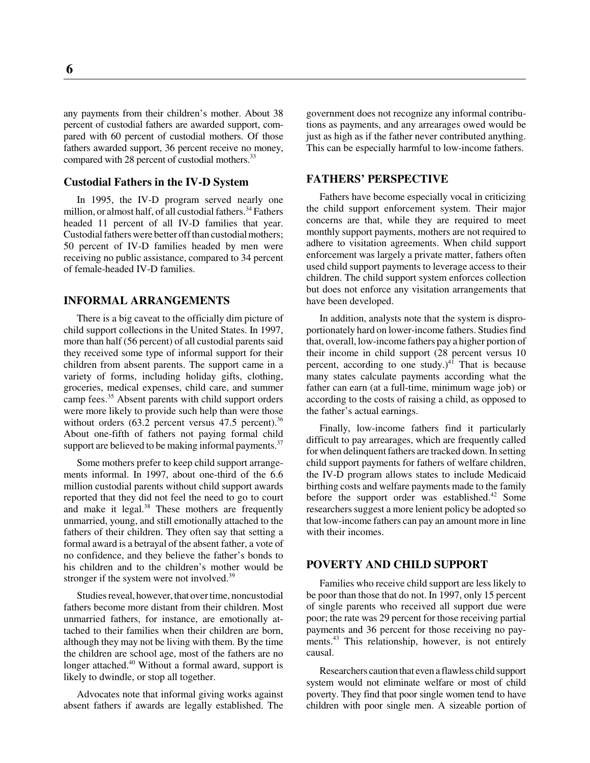any payments from their children's mother. About 38 percent of custodial fathers are awarded support, compared with 60 percent of custodial mothers. Of those fathers awarded support, 36 percent receive no money, compared with 28 percent of custodial mothers.[33]

### Custodial Fathers in the IV-D System

In 1995, the IV-D program served nearly one million, or almost half, of all custodial fathers.[34] Fathers headed 11 percent of all IV-D families that year. Custodial fathers were better off than custodial mothers; 50 percent of IV-D families headed by men were receiving no public assistance, compared to 34 percent of female-headed IV-D families.

## INFORMAL ARRANGEMENTS

There is a big caveat to the officially dim picture of child support collections in the United States. In 1997, more than half (56 percent) of all custodial parents said they received some type of informal support for their children from absent parents. The support came in a variety of forms, including holiday gifts, clothing, groceries, medical expenses, child care, and summer camp fees.[35] Absent parents with child support orders were more likely to provide such help than were those without orders (63.2 percent versus 47.5 percent).[36] About one-fifth of fathers not paying formal child support are believed to be making informal payments.[37]

Some mothers prefer to keep child support arrangements informal. In 1997, about one-third of the 6.6 million custodial parents without child support awards reported that they did not feel the need to go to court and make it legal.[38] These mothers are frequently unmarried, young, and still emotionally attached to the fathers of their children. They often say that setting a formal award is a betrayal of the absent father, a vote of no confidence, and they believe the father's bonds to his children and to the children's mother would be stronger if the system were not involved.[39]

Studies reveal, however, that over time, noncustodial fathers become more distant from their children. Most unmarried fathers, for instance, are emotionally attached to their families when their children are born, although they may not be living with them. By the time the children are school age, most of the fathers are no longer attached.[40] Without a formal award, support is likely to dwindle, or stop all together.

Advocates note that informal giving works against absent fathers if awards are legally established. The government does not recognize any informal contributions as payments, and any arrearages owed would be just as high as if the father never contributed anything. This can be especially harmful to low-income fathers.

## FATHERS' PERSPECTIVE

Fathers have become especially vocal in criticizing the child support enforcement system. Their major concerns are that, while they are required to meet monthly support payments, mothers are not required to adhere to visitation agreements. When child support enforcement was largely a private matter, fathers often used child support payments to leverage access to their children. The child support system enforces collection but does not enforce any visitation arrangements that have been developed.

In addition, analysts note that the system is disproportionately hard on lower-income fathers. Studies find that, overall, low-income fathers pay a higher portion of their income in child support (28 percent versus 10 percent, according to one study.)[41] That is because many states calculate payments according what the father can earn (at a full-time, minimum wage job) or according to the costs of raising a child, as opposed to the father's actual earnings.

Finally, low-income fathers find it particularly difficult to pay arrearages, which are frequently called for when delinquent fathers are tracked down. In setting child support payments for fathers of welfare children, the IV-D program allows states to include Medicaid birthing costs and welfare payments made to the family before the support order was established.[42] Some researchers suggest a more lenient policy be adopted so that low-income fathers can pay an amount more in line with their incomes.

## POVERTY AND CHILD SUPPORT

Families who receive child support are less likely to be poor than those that do not. In 1997, only 15 percent of single parents who received all support due were poor; the rate was 29 percent for those receiving partial payments and 36 percent for those receiving no payments.[43] This relationship, however, is not entirely causal.

Researchers caution that even a flawless child support system would not eliminate welfare or most of child poverty. They find that poor single women tend to have children with poor single men. A sizeable portion of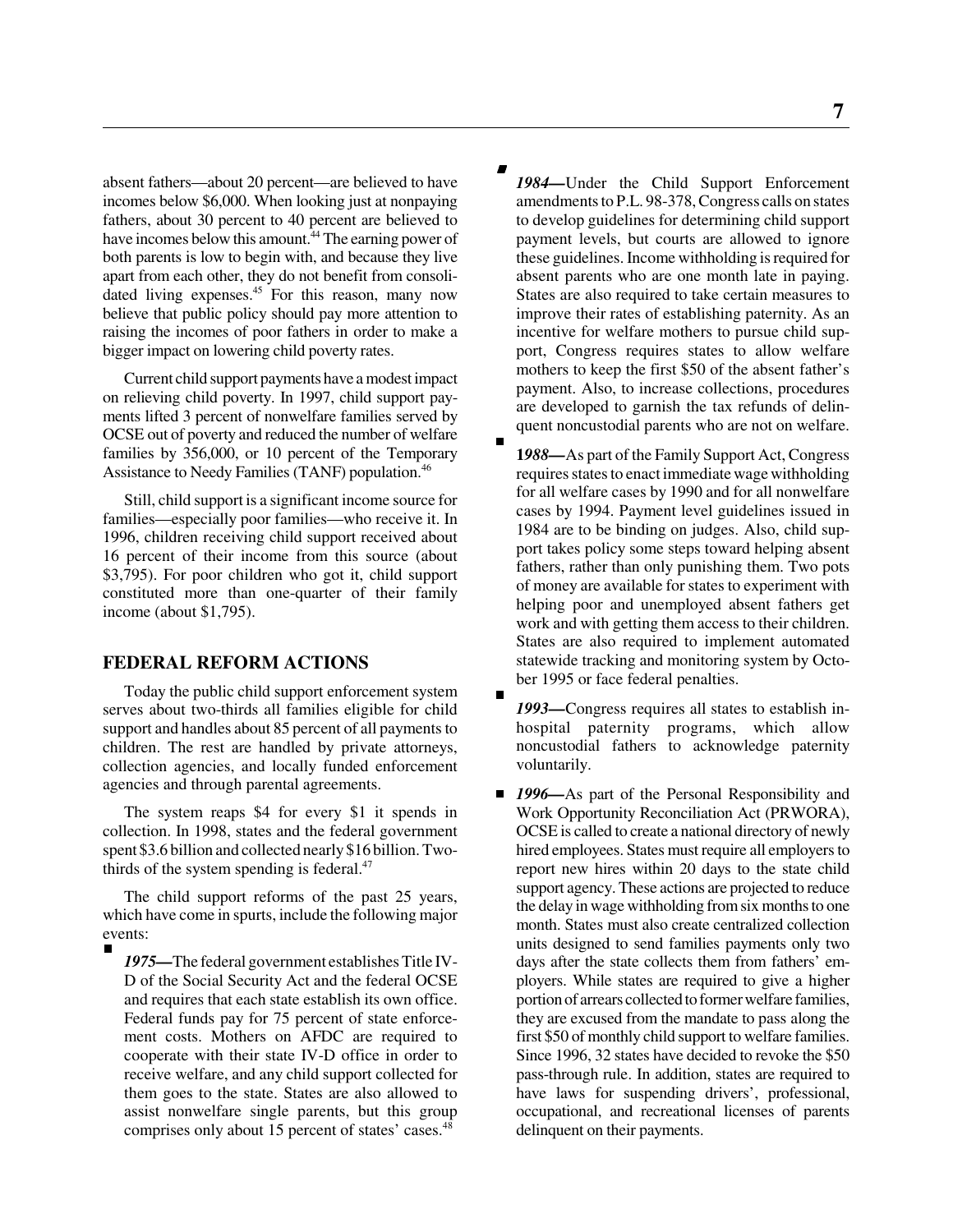absent fathers—about 20 percent—are believed to have incomes below $6,000. When looking just at nonpaying fathers, about 30 percent to 40 percent are believed to have incomes below this amount.[44] The earning power of both parents is low to begin with, and because they live apart from each other, they do not benefit from consolidated living expenses.[45] For this reason, many now believe that public policy should pay more attention to raising the incomes of poor fathers in order to make a bigger impact on lowering child poverty rates.

Current child support payments have a modest impact on relieving child poverty. In 1997, child support payments lifted 3 percent of nonwelfare families served by OCSE out of poverty and reduced the number of welfare families by 356,000, or 10 percent of the Temporary Assistance to Needy Families (TANF) population.[46]

Still, child support is a significant income source for families—especially poor families—who receive it. In 1996, children receiving child support received about 16 percent of their income from this source (about $3,795). For poor children who got it, child support constituted more than one-quarter of their family income (about $1,795).

## FEDERAL REFORM ACTIONS

Today the public child support enforcement system serves about two-thirds all families eligible for child support and handles about 85 percent of all payments to children. The rest are handled by private attorneys, collection agencies, and locally funded enforcement agencies and through parental agreements.

The system reaps $4 for every $1 it spends in collection. In 1998, states and the federal government spent $3.6 billion and collected nearly $16 billion. Two-thirds of the system spending is federal.[47]

The child support reforms of the past 25 years, which have come in spurts, include the following major events:

- ***1975***—The federal government establishes Title IV-D of the Social Security Act and the federal OCSE and requires that each state establish its own office. Federal funds pay for 75 percent of state enforcement costs. Mothers on AFDC are required to cooperate with their state IV-D office in order to receive welfare, and any child support collected for them goes to the state. States are also allowed to assist nonwelfare single parents, but this group comprises only about 15 percent of states' cases.[48]
- ***1984***—Under the Child Support Enforcement amendments to P.L. 98-378, Congress calls on states to develop guidelines for determining child support payment levels, but courts are allowed to ignore these guidelines. Income withholding is required for absent parents who are one month late in paying. States are also required to take certain measures to improve their rates of establishing paternity. As an incentive for welfare mothers to pursue child support, Congress requires states to allow welfare mothers to keep the first $50 of the absent father's payment. Also, to increase collections, procedures are developed to garnish the tax refunds of delinquent noncustodial parents who are not on welfare.
- ***1988***—As part of the Family Support Act, Congress requires states to enact immediate wage withholding for all welfare cases by 1990 and for all nonwelfare cases by 1994. Payment level guidelines issued in 1984 are to be binding on judges. Also, child support takes policy some steps toward helping absent fathers, rather than only punishing them. Two pots of money are available for states to experiment with helping poor and unemployed absent fathers get work and with getting them access to their children. States are also required to implement automated statewide tracking and monitoring system by October 1995 or face federal penalties.
- ***1993***—Congress requires all states to establish in-hospital paternity programs, which allow noncustodial fathers to acknowledge paternity voluntarily.
- ***1996***—As part of the Personal Responsibility and Work Opportunity Reconciliation Act (PRWORA), OCSE is called to create a national directory of newly hired employees. States must require all employers to report new hires within 20 days to the state child support agency. These actions are projected to reduce the delay in wage withholding from six months to one month. States must also create centralized collection units designed to send families payments only two days after the state collects them from fathers' employers. While states are required to give a higher portion of arrears collected to former welfare families, they are excused from the mandate to pass along the first $50 of monthly child support to welfare families. Since 1996, 32 states have decided to revoke the $50 pass-through rule. In addition, states are required to have laws for suspending drivers', professional, occupational, and recreational licenses of parents delinquent on their payments.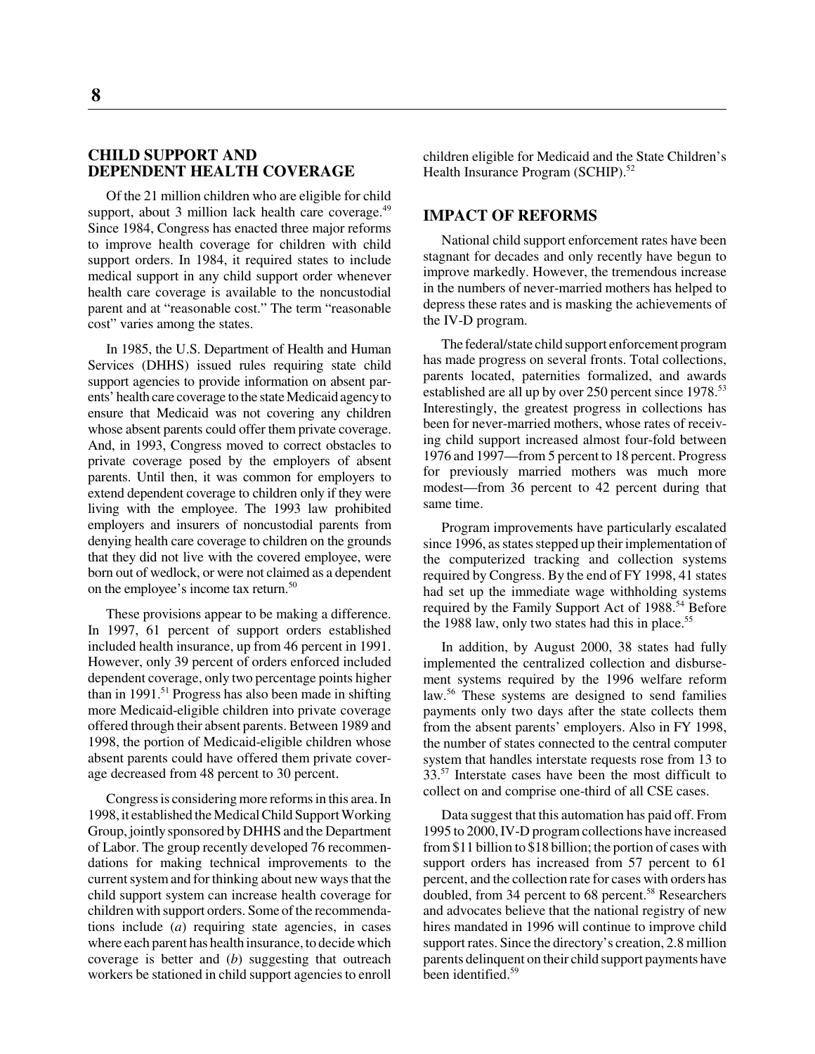## CHILD SUPPORT AND DEPENDENT HEALTH COVERAGE

Of the 21 million children who are eligible for child support, about 3 million lack health care coverage.[49] Since 1984, Congress has enacted three major reforms to improve health coverage for children with child support orders. In 1984, it required states to include medical support in any child support order whenever health care coverage is available to the noncustodial parent and at "reasonable cost." The term "reasonable cost" varies among the states.

In 1985, the U.S. Department of Health and Human Services (DHHS) issued rules requiring state child support agencies to provide information on absent parents' health care coverage to the state Medicaid agency to ensure that Medicaid was not covering any children whose absent parents could offer them private coverage. And, in 1993, Congress moved to correct obstacles to private coverage posed by the employers of absent parents. Until then, it was common for employers to extend dependent coverage to children only if they were living with the employee. The 1993 law prohibited employers and insurers of noncustodial parents from denying health care coverage to children on the grounds that they did not live with the covered employee, were born out of wedlock, or were not claimed as a dependent on the employee's income tax return.[50]

These provisions appear to be making a difference. In 1997, 61 percent of support orders established included health insurance, up from 46 percent in 1991. However, only 39 percent of orders enforced included dependent coverage, only two percentage points higher than in 1991.[51] Progress has also been made in shifting more Medicaid-eligible children into private coverage offered through their absent parents. Between 1989 and 1998, the portion of Medicaid-eligible children whose absent parents could have offered them private coverage decreased from 48 percent to 30 percent.

Congress is considering more reforms in this area. In 1998, it established the Medical Child Support Working Group, jointly sponsored by DHHS and the Department of Labor. The group recently developed 76 recommendations for making technical improvements to the current system and for thinking about new ways that the child support system can increase health coverage for children with support orders. Some of the recommendations include (*a*) requiring state agencies, in cases where each parent has health insurance, to decide which coverage is better and (*b*) suggesting that outreach workers be stationed in child support agencies to enroll children eligible for Medicaid and the State Children's Health Insurance Program (SCHIP).[52]

## IMPACT OF REFORMS

National child support enforcement rates have been stagnant for decades and only recently have begun to improve markedly. However, the tremendous increase in the numbers of never-married mothers has helped to depress these rates and is masking the achievements of the IV-D program.

The federal/state child support enforcement program has made progress on several fronts. Total collections, parents located, paternities formalized, and awards established are all up by over 250 percent since 1978.[53] Interestingly, the greatest progress in collections has been for never-married mothers, whose rates of receiving child support increased almost four-fold between 1976 and 1997—from 5 percent to 18 percent. Progress for previously married mothers was much more modest—from 36 percent to 42 percent during that same time.

Program improvements have particularly escalated since 1996, as states stepped up their implementation of the computerized tracking and collection systems required by Congress. By the end of FY 1998, 41 states had set up the immediate wage withholding systems required by the Family Support Act of 1988.[54] Before the 1988 law, only two states had this in place.[55]

In addition, by August 2000, 38 states had fully implemented the centralized collection and disbursement systems required by the 1996 welfare reform law.[56] These systems are designed to send families payments only two days after the state collects them from the absent parents' employers. Also in FY 1998, the number of states connected to the central computer system that handles interstate requests rose from 13 to 33.[57] Interstate cases have been the most difficult to collect on and comprise one-third of all CSE cases.

Data suggest that this automation has paid off. From 1995 to 2000, IV-D program collections have increased from \$11 billion to \$18 billion; the portion of cases with support orders has increased from 57 percent to 61 percent, and the collection rate for cases with orders has doubled, from 34 percent to 68 percent.[58] Researchers and advocates believe that the national registry of new hires mandated in 1996 will continue to improve child support rates. Since the directory's creation, 2.8 million parents delinquent on their child support payments have been identified.[59]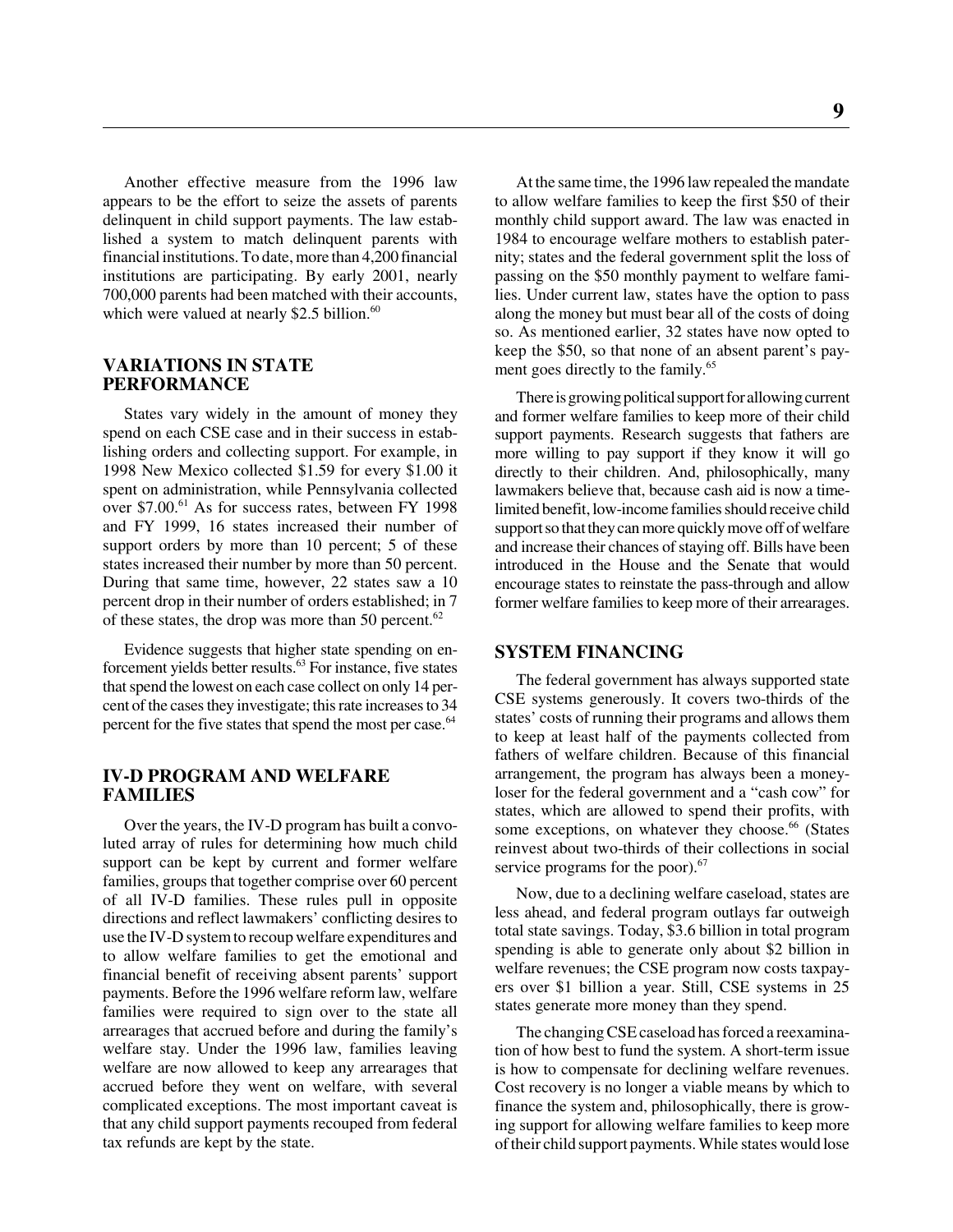Another effective measure from the 1996 law appears to be the effort to seize the assets of parents delinquent in child support payments. The law established a system to match delinquent parents with financial institutions. To date, more than 4,200 financial institutions are participating. By early 2001, nearly 700,000 parents had been matched with their accounts, which were valued at nearly \$2.5 billion.[60]

## VARIATIONS IN STATE PERFORMANCE

States vary widely in the amount of money they spend on each CSE case and in their success in establishing orders and collecting support. For example, in 1998 New Mexico collected \$1.59 for every \$1.00 it spent on administration, while Pennsylvania collected over \$7.00.[61] As for success rates, between FY 1998 and FY 1999, 16 states increased their number of support orders by more than 10 percent; 5 of these states increased their number by more than 50 percent. During that same time, however, 22 states saw a 10 percent drop in their number of orders established; in 7 of these states, the drop was more than 50 percent.[62]

Evidence suggests that higher state spending on enforcement yields better results.[63] For instance, five states that spend the lowest on each case collect on only 14 percent of the cases they investigate; this rate increases to 34 percent for the five states that spend the most per case.[64]

## IV-D PROGRAM AND WELFARE FAMILIES

Over the years, the IV-D program has built a convoluted array of rules for determining how much child support can be kept by current and former welfare families, groups that together comprise over 60 percent of all IV-D families. These rules pull in opposite directions and reflect lawmakers' conflicting desires to use the IV-D system to recoup welfare expenditures and to allow welfare families to get the emotional and financial benefit of receiving absent parents' support payments. Before the 1996 welfare reform law, welfare families were required to sign over to the state all arrearages that accrued before and during the family's welfare stay. Under the 1996 law, families leaving welfare are now allowed to keep any arrearages that accrued before they went on welfare, with several complicated exceptions. The most important caveat is that any child support payments recouped from federal tax refunds are kept by the state.

At the same time, the 1996 law repealed the mandate to allow welfare families to keep the first \$50 of their monthly child support award. The law was enacted in 1984 to encourage welfare mothers to establish paternity; states and the federal government split the loss of passing on the \$50 monthly payment to welfare families. Under current law, states have the option to pass along the money but must bear all of the costs of doing so. As mentioned earlier, 32 states have now opted to keep the \$50, so that none of an absent parent's payment goes directly to the family.[65]

There is growing political support for allowing current and former welfare families to keep more of their child support payments. Research suggests that fathers are more willing to pay support if they know it will go directly to their children. And, philosophically, many lawmakers believe that, because cash aid is now a time-limited benefit, low-income families should receive child support so that they can more quickly move off of welfare and increase their chances of staying off. Bills have been introduced in the House and the Senate that would encourage states to reinstate the pass-through and allow former welfare families to keep more of their arrearages.

## SYSTEM FINANCING

The federal government has always supported state CSE systems generously. It covers two-thirds of the states' costs of running their programs and allows them to keep at least half of the payments collected from fathers of welfare children. Because of this financial arrangement, the program has always been a money-loser for the federal government and a "cash cow" for states, which are allowed to spend their profits, with some exceptions, on whatever they choose.[66] (States reinvest about two-thirds of their collections in social service programs for the poor).[67]

Now, due to a declining welfare caseload, states are less ahead, and federal program outlays far outweigh total state savings. Today, \$3.6 billion in total program spending is able to generate only about \$2 billion in welfare revenues; the CSE program now costs taxpayers over \$1 billion a year. Still, CSE systems in 25 states generate more money than they spend.

The changing CSE caseload has forced a reexamination of how best to fund the system. A short-term issue is how to compensate for declining welfare revenues. Cost recovery is no longer a viable means by which to finance the system and, philosophically, there is growing support for allowing welfare families to keep more of their child support payments. While states would lose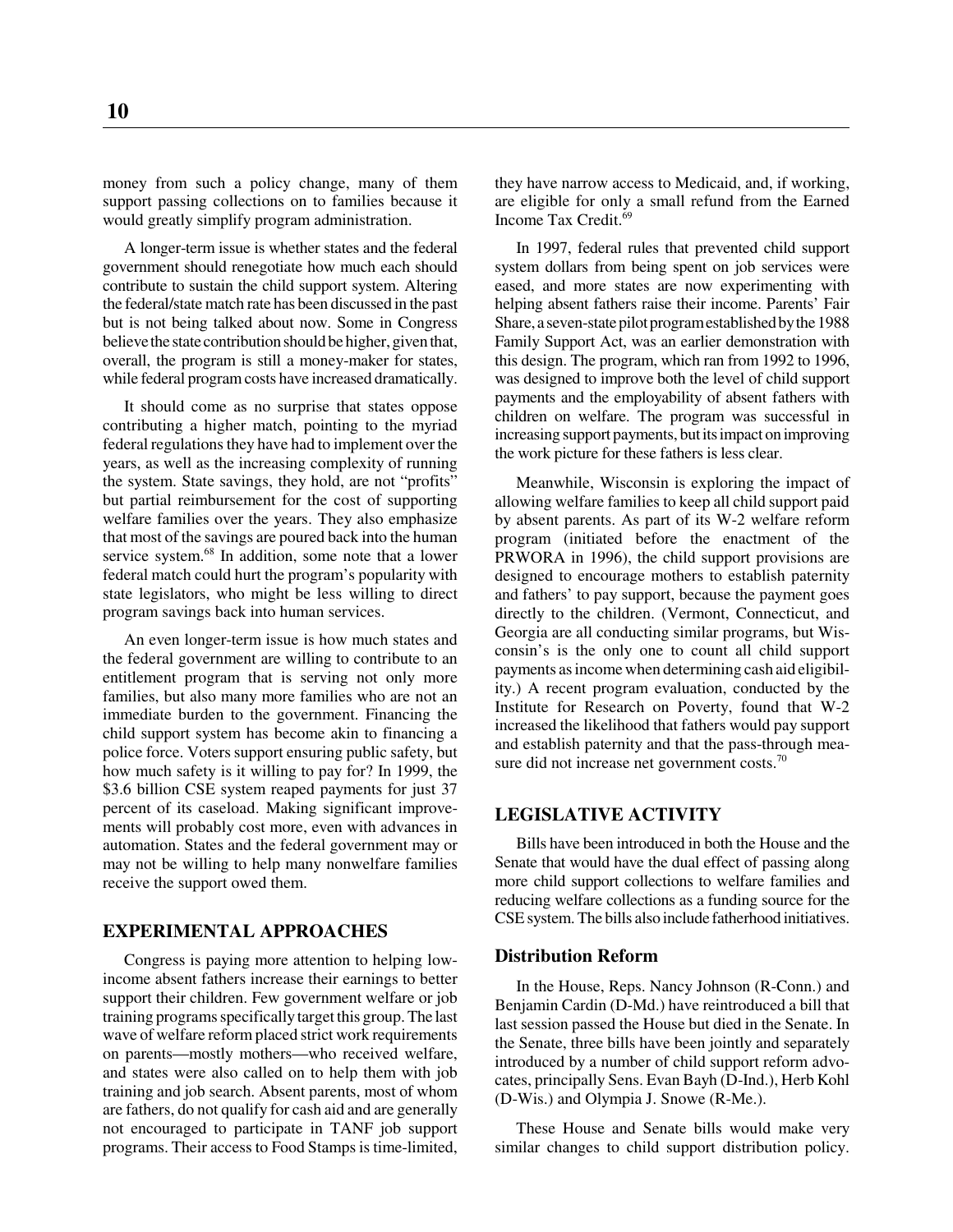money from such a policy change, many of them support passing collections on to families because it would greatly simplify program administration.

A longer-term issue is whether states and the federal government should renegotiate how much each should contribute to sustain the child support system. Altering the federal/state match rate has been discussed in the past but is not being talked about now. Some in Congress believe the state contribution should be higher, given that, overall, the program is still a money-maker for states, while federal program costs have increased dramatically.

It should come as no surprise that states oppose contributing a higher match, pointing to the myriad federal regulations they have had to implement over the years, as well as the increasing complexity of running the system. State savings, they hold, are not "profits" but partial reimbursement for the cost of supporting welfare families over the years. They also emphasize that most of the savings are poured back into the human service system.[68] In addition, some note that a lower federal match could hurt the program's popularity with state legislators, who might be less willing to direct program savings back into human services.

An even longer-term issue is how much states and the federal government are willing to contribute to an entitlement program that is serving not only more families, but also many more families who are not an immediate burden to the government. Financing the child support system has become akin to financing a police force. Voters support ensuring public safety, but how much safety is it willing to pay for? In 1999, the $3.6 billion CSE system reaped payments for just 37 percent of its caseload. Making significant improvements will probably cost more, even with advances in automation. States and the federal government may or may not be willing to help many nonwelfare families receive the support owed them.

## EXPERIMENTAL APPROACHES

Congress is paying more attention to helping low-income absent fathers increase their earnings to better support their children. Few government welfare or job training programs specifically target this group. The last wave of welfare reform placed strict work requirements on parents—mostly mothers—who received welfare, and states were also called on to help them with job training and job search. Absent parents, most of whom are fathers, do not qualify for cash aid and are generally not encouraged to participate in TANF job support programs. Their access to Food Stamps is time-limited, they have narrow access to Medicaid, and, if working, are eligible for only a small refund from the Earned Income Tax Credit.[69]

In 1997, federal rules that prevented child support system dollars from being spent on job services were eased, and more states are now experimenting with helping absent fathers raise their income. Parents' Fair Share, a seven-state pilot program established by the 1988 Family Support Act, was an earlier demonstration with this design. The program, which ran from 1992 to 1996, was designed to improve both the level of child support payments and the employability of absent fathers with children on welfare. The program was successful in increasing support payments, but its impact on improving the work picture for these fathers is less clear.

Meanwhile, Wisconsin is exploring the impact of allowing welfare families to keep all child support paid by absent parents. As part of its W-2 welfare reform program (initiated before the enactment of the PRWORA in 1996), the child support provisions are designed to encourage mothers to establish paternity and fathers' to pay support, because the payment goes directly to the children. (Vermont, Connecticut, and Georgia are all conducting similar programs, but Wisconsin's is the only one to count all child support payments as income when determining cash aid eligibility.) A recent program evaluation, conducted by the Institute for Research on Poverty, found that W-2 increased the likelihood that fathers would pay support and establish paternity and that the pass-through measure did not increase net government costs.[70]

## LEGISLATIVE ACTIVITY

Bills have been introduced in both the House and the Senate that would have the dual effect of passing along more child support collections to welfare families and reducing welfare collections as a funding source for the CSE system. The bills also include fatherhood initiatives.

### Distribution Reform

In the House, Reps. Nancy Johnson (R-Conn.) and Benjamin Cardin (D-Md.) have reintroduced a bill that last session passed the House but died in the Senate. In the Senate, three bills have been jointly and separately introduced by a number of child support reform advocates, principally Sens. Evan Bayh (D-Ind.), Herb Kohl (D-Wis.) and Olympia J. Snowe (R-Me.).

These House and Senate bills would make very similar changes to child support distribution policy.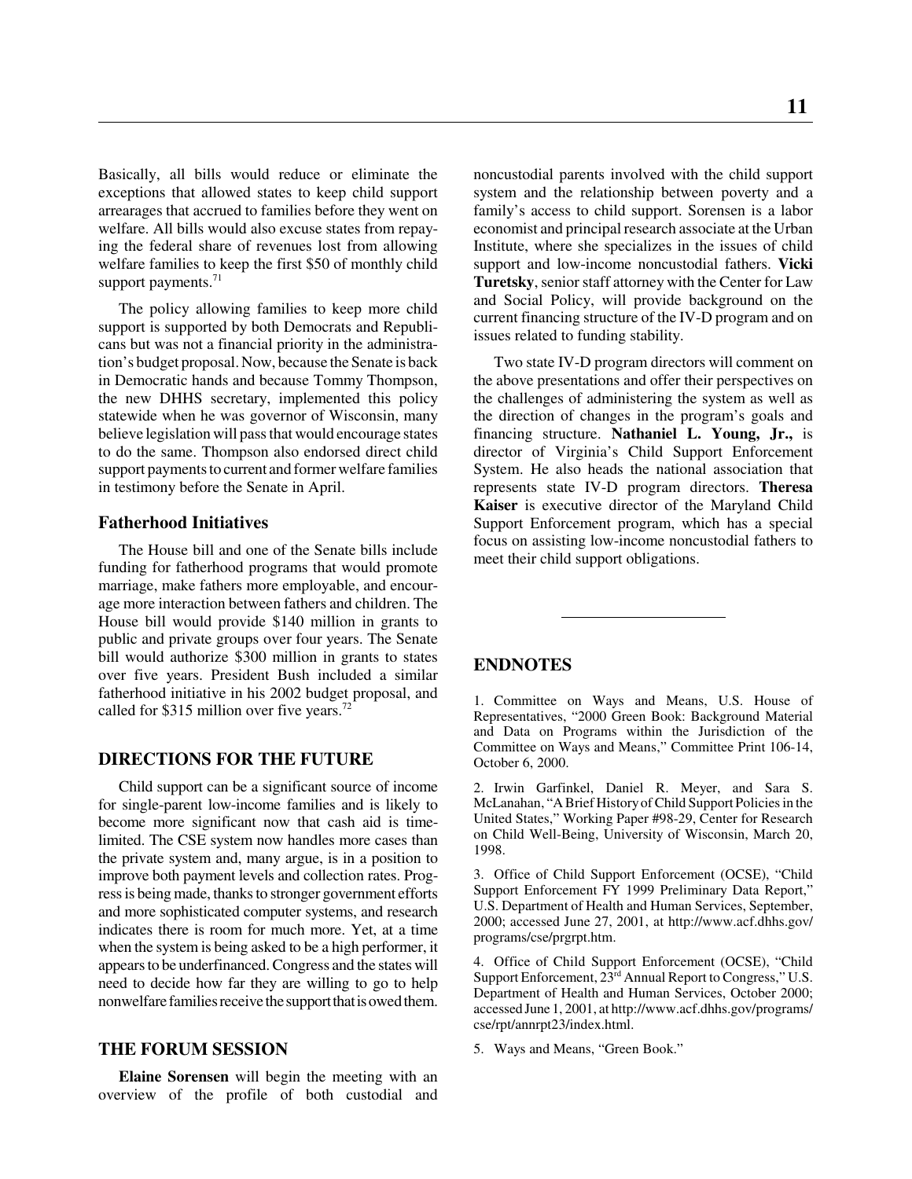Basically, all bills would reduce or eliminate the exceptions that allowed states to keep child support arrearages that accrued to families before they went on welfare. All bills would also excuse states from repaying the federal share of revenues lost from allowing welfare families to keep the first $50 of monthly child support payments.[71]

The policy allowing families to keep more child support is supported by both Democrats and Republicans but was not a financial priority in the administration's budget proposal. Now, because the Senate is back in Democratic hands and because Tommy Thompson, the new DHHS secretary, implemented this policy statewide when he was governor of Wisconsin, many believe legislation will pass that would encourage states to do the same. Thompson also endorsed direct child support payments to current and former welfare families in testimony before the Senate in April.

### Fatherhood Initiatives

The House bill and one of the Senate bills include funding for fatherhood programs that would promote marriage, make fathers more employable, and encourage more interaction between fathers and children. The House bill would provide $140 million in grants to public and private groups over four years. The Senate bill would authorize $300 million in grants to states over five years. President Bush included a similar fatherhood initiative in his 2002 budget proposal, and called for $315 million over five years.[72]

## DIRECTIONS FOR THE FUTURE

Child support can be a significant source of income for single-parent low-income families and is likely to become more significant now that cash aid is time-limited. The CSE system now handles more cases than the private system and, many argue, is in a position to improve both payment levels and collection rates. Progress is being made, thanks to stronger government efforts and more sophisticated computer systems, and research indicates there is room for much more. Yet, at a time when the system is being asked to be a high performer, it appears to be underfinanced. Congress and the states will need to decide how far they are willing to go to help nonwelfare families receive the support that is owed them.

## THE FORUM SESSION

**Elaine Sorensen** will begin the meeting with an overview of the profile of both custodial and noncustodial parents involved with the child support system and the relationship between poverty and a family's access to child support. Sorensen is a labor economist and principal research associate at the Urban Institute, where she specializes in the issues of child support and low-income noncustodial fathers. **Vicki Turetsky**, senior staff attorney with the Center for Law and Social Policy, will provide background on the current financing structure of the IV-D program and on issues related to funding stability.

Two state IV-D program directors will comment on the above presentations and offer their perspectives on the challenges of administering the system as well as the direction of changes in the program's goals and financing structure. **Nathaniel L. Young, Jr.,** is director of Virginia's Child Support Enforcement System. He also heads the national association that represents state IV-D program directors. **Theresa Kaiser** is executive director of the Maryland Child Support Enforcement program, which has a special focus on assisting low-income noncustodial fathers to meet their child support obligations.

---

## ENDNOTES

1. Committee on Ways and Means, U.S. House of Representatives, "2000 Green Book: Background Material and Data on Programs within the Jurisdiction of the Committee on Ways and Means," Committee Print 106-14, October 6, 2000.

2. Irwin Garfinkel, Daniel R. Meyer, and Sara S. McLanahan, "A Brief History of Child Support Policies in the United States," Working Paper #98-29, Center for Research on Child Well-Being, University of Wisconsin, March 20, 1998.

3. Office of Child Support Enforcement (OCSE), "Child Support Enforcement FY 1999 Preliminary Data Report," U.S. Department of Health and Human Services, September, 2000; accessed June 27, 2001, at http://www.acf.dhhs.gov/programs/cse/prgrpt.htm.

4. Office of Child Support Enforcement (OCSE), "Child Support Enforcement, 23rd Annual Report to Congress," U.S. Department of Health and Human Services, October 2000; accessed June 1, 2001, at http://www.acf.dhhs.gov/programs/cse/rpt/annrpt23/index.html.

5. Ways and Means, "Green Book."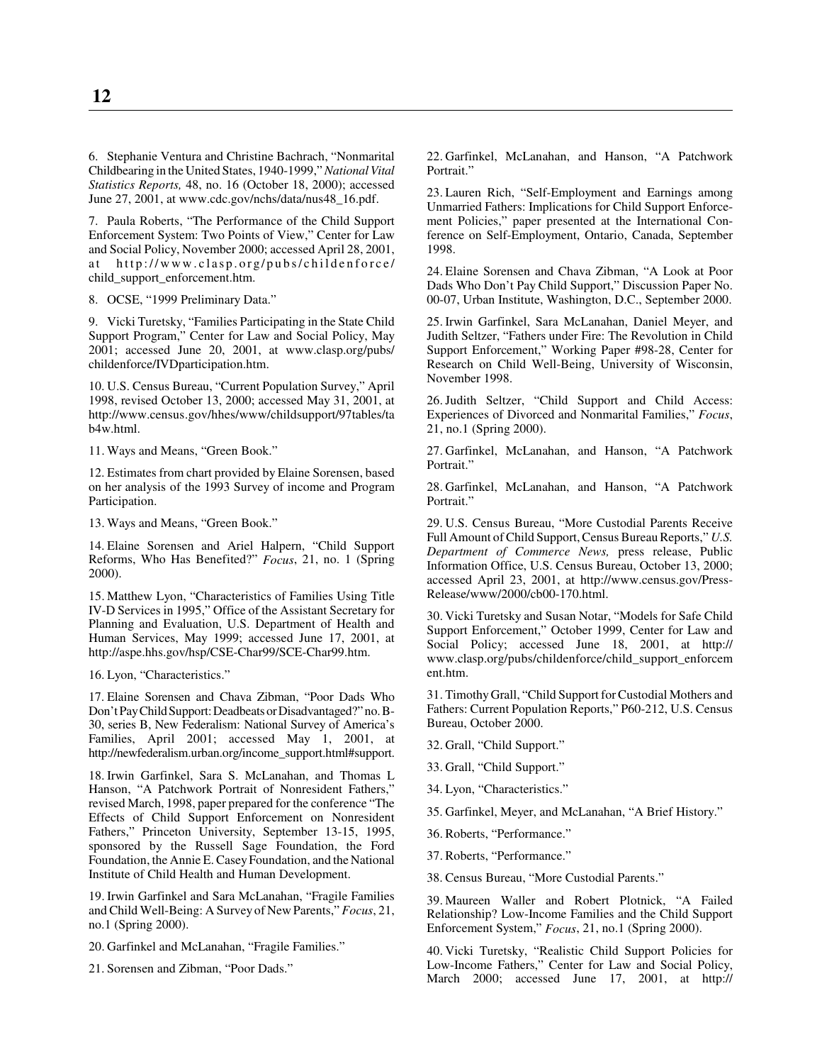6. Stephanie Ventura and Christine Bachrach, "Nonmarital Childbearing in the United States, 1940-1999," *National Vital Statistics Reports,* 48, no. 16 (October 18, 2000); accessed June 27, 2001, at www.cdc.gov/nchs/data/nus48_16.pdf.

7. Paula Roberts, "The Performance of the Child Support Enforcement System: Two Points of View," Center for Law and Social Policy, November 2000; accessed April 28, 2001, at http://www.clasp.org/pubs/childenforce/child_support_enforcement.htm.

8. OCSE, "1999 Preliminary Data."

9. Vicki Turetsky, "Families Participating in the State Child Support Program," Center for Law and Social Policy, May 2001; accessed June 20, 2001, at www.clasp.org/pubs/childenforce/IVDparticipation.htm.

10. U.S. Census Bureau, "Current Population Survey," April 1998, revised October 13, 2000; accessed May 31, 2001, at http://www.census.gov/hhes/www/childsupport/97tables/tab4w.html.

11. Ways and Means, "Green Book."

12. Estimates from chart provided by Elaine Sorensen, based on her analysis of the 1993 Survey of income and Program Participation.

13. Ways and Means, "Green Book."

14. Elaine Sorensen and Ariel Halpern, "Child Support Reforms, Who Has Benefited?" *Focus*, 21, no. 1 (Spring 2000).

15. Matthew Lyon, "Characteristics of Families Using Title IV-D Services in 1995," Office of the Assistant Secretary for Planning and Evaluation, U.S. Department of Health and Human Services, May 1999; accessed June 17, 2001, at http://aspe.hhs.gov/hsp/CSE-Char99/SCE-Char99.htm.

16. Lyon, "Characteristics."

17. Elaine Sorensen and Chava Zibman, "Poor Dads Who Don't Pay Child Support: Deadbeats or Disadvantaged?" no. B-30, series B, New Federalism: National Survey of America's Families, April 2001; accessed May 1, 2001, at http://newfederalism.urban.org/income_support.html#support.

18. Irwin Garfinkel, Sara S. McLanahan, and Thomas L Hanson, "A Patchwork Portrait of Nonresident Fathers," revised March, 1998, paper prepared for the conference "The Effects of Child Support Enforcement on Nonresident Fathers," Princeton University, September 13-15, 1995, sponsored by the Russell Sage Foundation, the Ford Foundation, the Annie E. Casey Foundation, and the National Institute of Child Health and Human Development.

19. Irwin Garfinkel and Sara McLanahan, "Fragile Families and Child Well-Being: A Survey of New Parents," *Focus*, 21, no.1 (Spring 2000).

20. Garfinkel and McLanahan, "Fragile Families."

21. Sorensen and Zibman, "Poor Dads."

22. Garfinkel, McLanahan, and Hanson, "A Patchwork Portrait."

23. Lauren Rich, "Self-Employment and Earnings among Unmarried Fathers: Implications for Child Support Enforcement Policies," paper presented at the International Conference on Self-Employment, Ontario, Canada, September 1998.

24. Elaine Sorensen and Chava Zibman, "A Look at Poor Dads Who Don't Pay Child Support," Discussion Paper No. 00-07, Urban Institute, Washington, D.C., September 2000.

25. Irwin Garfinkel, Sara McLanahan, Daniel Meyer, and Judith Seltzer, "Fathers under Fire: The Revolution in Child Support Enforcement," Working Paper #98-28, Center for Research on Child Well-Being, University of Wisconsin, November 1998.

26. Judith Seltzer, "Child Support and Child Access: Experiences of Divorced and Nonmarital Families," *Focus*, 21, no.1 (Spring 2000).

27. Garfinkel, McLanahan, and Hanson, "A Patchwork Portrait."

28. Garfinkel, McLanahan, and Hanson, "A Patchwork Portrait."

29. U.S. Census Bureau, "More Custodial Parents Receive Full Amount of Child Support, Census Bureau Reports," *U.S. Department of Commerce News,* press release, Public Information Office, U.S. Census Bureau, October 13, 2000; accessed April 23, 2001, at http://www.census.gov/Press-Release/www/2000/cb00-170.html.

30. Vicki Turetsky and Susan Notar, "Models for Safe Child Support Enforcement," October 1999, Center for Law and Social Policy; accessed June 18, 2001, at http://www.clasp.org/pubs/childenforce/child_support_enforcement.htm.

31. Timothy Grall, "Child Support for Custodial Mothers and Fathers: Current Population Reports," P60-212, U.S. Census Bureau, October 2000.

32. Grall, "Child Support."

33. Grall, "Child Support."

34. Lyon, "Characteristics."

35. Garfinkel, Meyer, and McLanahan, "A Brief History."

36. Roberts, "Performance."

37. Roberts, "Performance."

38. Census Bureau, "More Custodial Parents."

39. Maureen Waller and Robert Plotnick, "A Failed Relationship? Low-Income Families and the Child Support Enforcement System," *Focus*, 21, no.1 (Spring 2000).

40. Vicki Turetsky, "Realistic Child Support Policies for Low-Income Fathers," Center for Law and Social Policy, March 2000; accessed June 17, 2001, at http://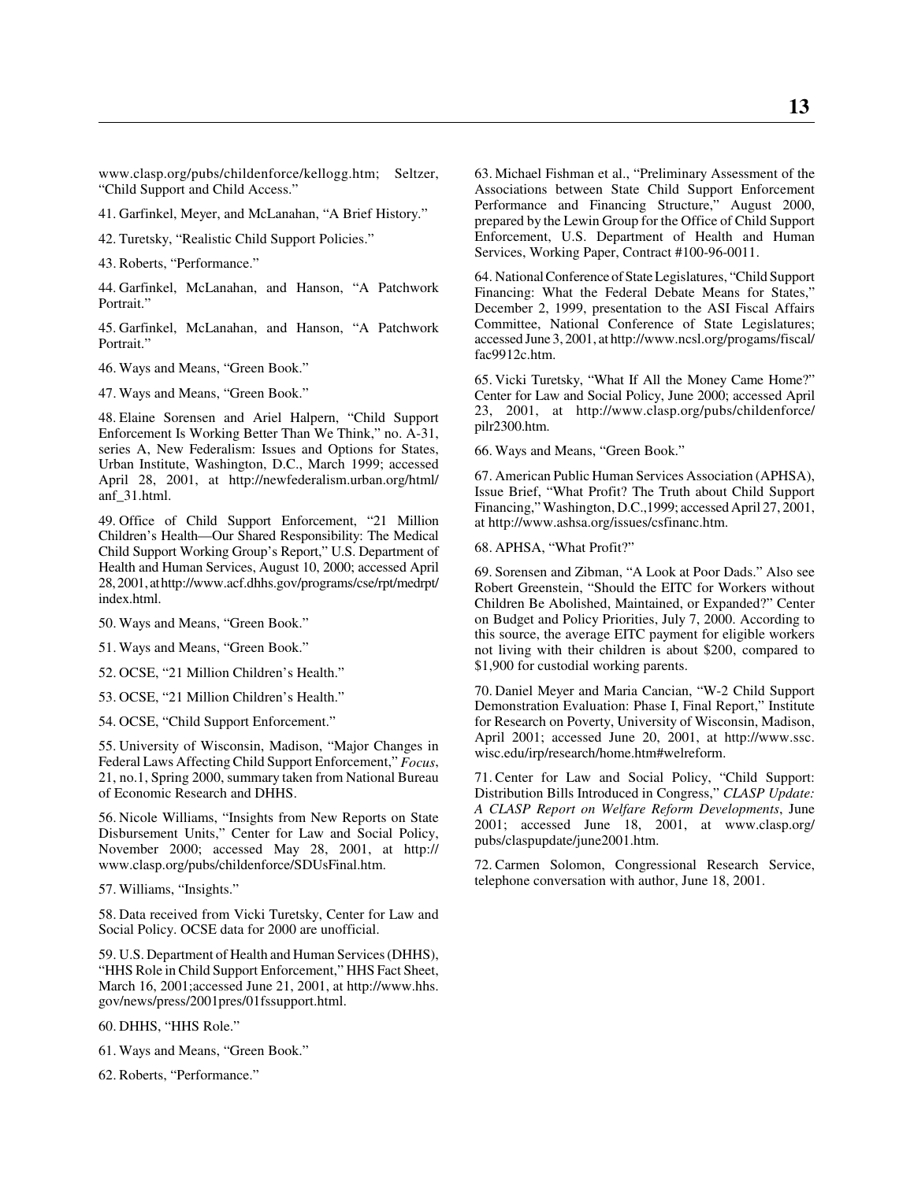www.clasp.org/pubs/childenforce/kellogg.htm; Seltzer, "Child Support and Child Access."

41. Garfinkel, Meyer, and McLanahan, "A Brief History."

42. Turetsky, "Realistic Child Support Policies."

43. Roberts, "Performance."

44. Garfinkel, McLanahan, and Hanson, "A Patchwork Portrait."

45. Garfinkel, McLanahan, and Hanson, "A Patchwork Portrait."

46. Ways and Means, "Green Book."

47. Ways and Means, "Green Book."

48. Elaine Sorensen and Ariel Halpern, "Child Support Enforcement Is Working Better Than We Think," no. A-31, series A, New Federalism: Issues and Options for States, Urban Institute, Washington, D.C., March 1999; accessed April 28, 2001, at http://newfederalism.urban.org/html/anf_31.html.

49. Office of Child Support Enforcement, "21 Million Children's Health—Our Shared Responsibility: The Medical Child Support Working Group's Report," U.S. Department of Health and Human Services, August 10, 2000; accessed April 28, 2001, at http://www.acf.dhhs.gov/programs/cse/rpt/medrpt/index.html.

50. Ways and Means, "Green Book."

51. Ways and Means, "Green Book."

52. OCSE, "21 Million Children's Health."

53. OCSE, "21 Million Children's Health."

54. OCSE, "Child Support Enforcement."

55. University of Wisconsin, Madison, "Major Changes in Federal Laws Affecting Child Support Enforcement," *Focus*, 21, no.1, Spring 2000, summary taken from National Bureau of Economic Research and DHHS.

56. Nicole Williams, "Insights from New Reports on State Disbursement Units," Center for Law and Social Policy, November 2000; accessed May 28, 2001, at http://www.clasp.org/pubs/childenforce/SDUsFinal.htm.

57. Williams, "Insights."

58. Data received from Vicki Turetsky, Center for Law and Social Policy. OCSE data for 2000 are unofficial.

59. U.S. Department of Health and Human Services (DHHS), "HHS Role in Child Support Enforcement," HHS Fact Sheet, March 16, 2001;accessed June 21, 2001, at http://www.hhs.gov/news/press/2001pres/01fssupport.html.

60. DHHS, "HHS Role."

61. Ways and Means, "Green Book."

62. Roberts, "Performance."

63. Michael Fishman et al., "Preliminary Assessment of the Associations between State Child Support Enforcement Performance and Financing Structure," August 2000, prepared by the Lewin Group for the Office of Child Support Enforcement, U.S. Department of Health and Human Services, Working Paper, Contract #100-96-0011.

64. National Conference of State Legislatures, "Child Support Financing: What the Federal Debate Means for States," December 2, 1999, presentation to the ASI Fiscal Affairs Committee, National Conference of State Legislatures; accessed June 3, 2001, at http://www.ncsl.org/progams/fiscal/fac9912c.htm.

65. Vicki Turetsky, "What If All the Money Came Home?" Center for Law and Social Policy, June 2000; accessed April 23, 2001, at http://www.clasp.org/pubs/childenforce/pilr2300.htm.

66. Ways and Means, "Green Book."

67. American Public Human Services Association (APHSA), Issue Brief, "What Profit? The Truth about Child Support Financing," Washington, D.C.,1999; accessed April 27, 2001, at http://www.ashsa.org/issues/csfinanc.htm.

68. APHSA, "What Profit?"

69. Sorensen and Zibman, "A Look at Poor Dads." Also see Robert Greenstein, "Should the EITC for Workers without Children Be Abolished, Maintained, or Expanded?" Center on Budget and Policy Priorities, July 7, 2000. According to this source, the average EITC payment for eligible workers not living with their children is about $200, compared to $1,900 for custodial working parents.

70. Daniel Meyer and Maria Cancian, "W-2 Child Support Demonstration Evaluation: Phase I, Final Report," Institute for Research on Poverty, University of Wisconsin, Madison, April 2001; accessed June 20, 2001, at http://www.ssc.wisc.edu/irp/research/home.htm#welreform.

71. Center for Law and Social Policy, "Child Support: Distribution Bills Introduced in Congress," *CLASP Update: A CLASP Report on Welfare Reform Developments*, June 2001; accessed June 18, 2001, at www.clasp.org/pubs/claspupdate/june2001.htm.

72. Carmen Solomon, Congressional Research Service, telephone conversation with author, June 18, 2001.